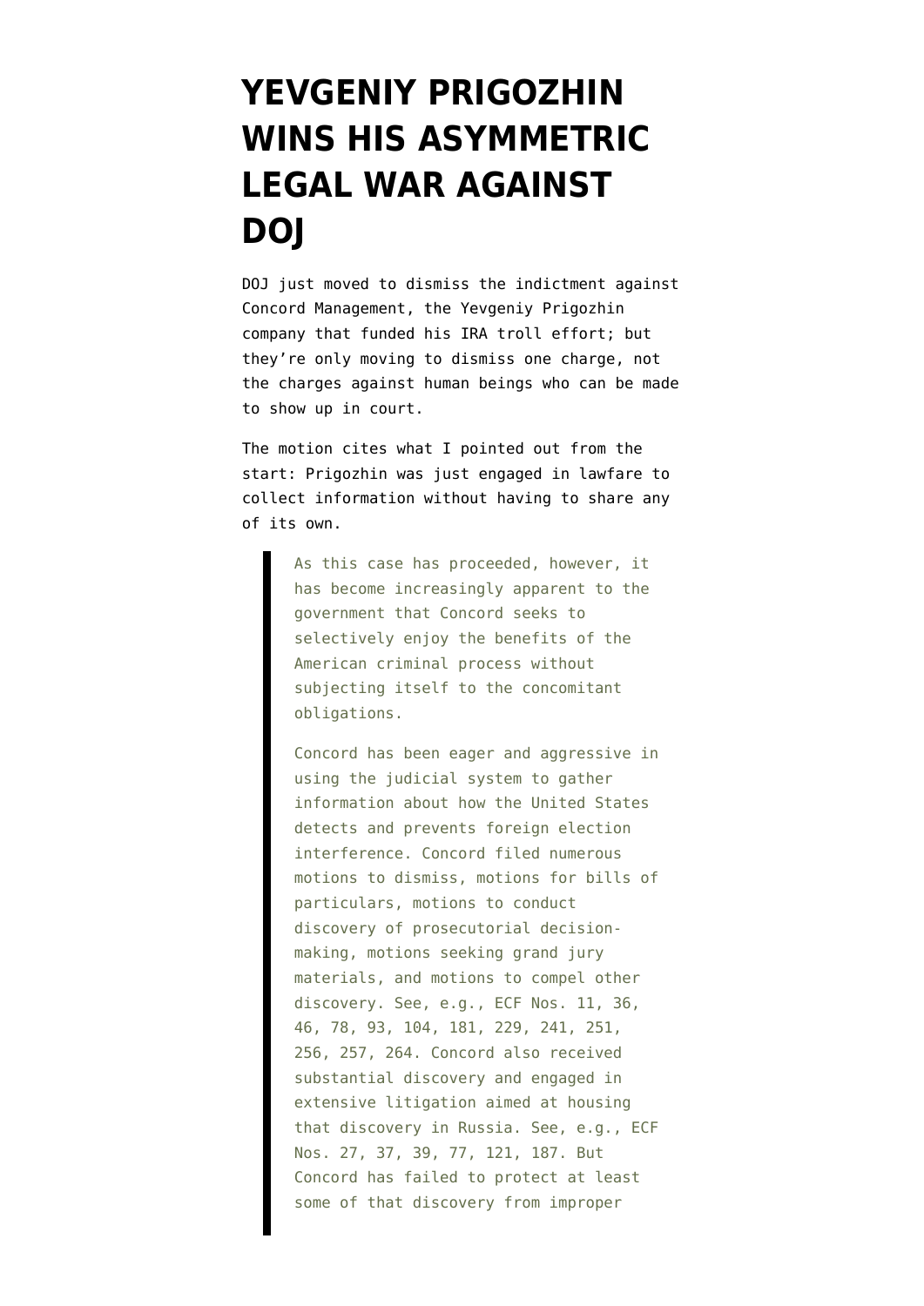# YEVGENIY PRIGOZHIN WINS HIS ASYMMETRIC LEGAL WAR AGAINST DOJ

DOJ just moved to dismiss the indictment against Concord Management, the Yevgeniy Prigozhin company that funded his IRA troll effort; but they're only moving to dismiss one charge, not the charges against human beings who can be made to show up in court.

The motion cites what I pointed out from the start: Prigozhin was just engaged in lawfare to collect information without having to share any of its own.

> As this case has proceeded, however, it has become increasingly apparent to the government that Concord seeks to selectively enjoy the benefits of the American criminal process without subjecting itself to the concomitant obligations.
>
> Concord has been eager and aggressive in using the judicial system to gather information about how the United States detects and prevents foreign election interference. Concord filed numerous motions to dismiss, motions for bills of particulars, motions to conduct discovery of prosecutorial decision-making, motions seeking grand jury materials, and motions to compel other discovery. See, e.g., ECF Nos. 11, 36, 46, 78, 93, 104, 181, 229, 241, 251, 256, 257, 264. Concord also received substantial discovery and engaged in extensive litigation aimed at housing that discovery in Russia. See, e.g., ECF Nos. 27, 37, 39, 77, 121, 187. But Concord has failed to protect at least some of that discovery from improper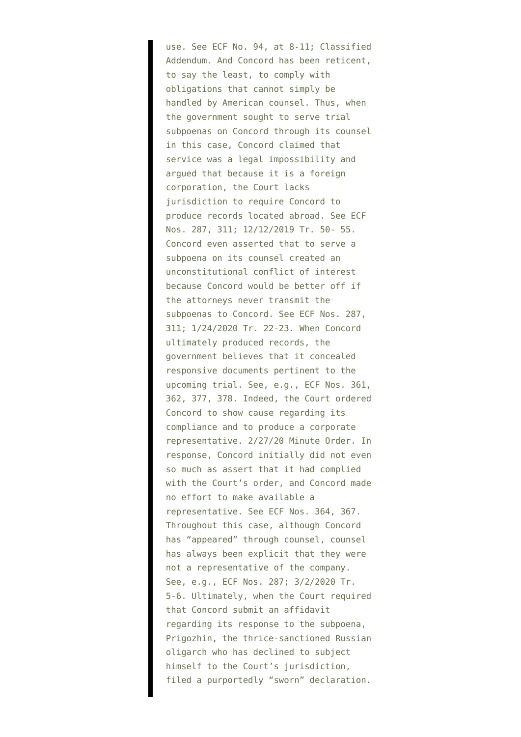> use. See ECF No. 94, at 8-11; Classified Addendum. And Concord has been reticent, to say the least, to comply with obligations that cannot simply be handled by American counsel. Thus, when the government sought to serve trial subpoenas on Concord through its counsel in this case, Concord claimed that service was a legal impossibility and argued that because it is a foreign corporation, the Court lacks jurisdiction to require Concord to produce records located abroad. See ECF Nos. 287, 311; 12/12/2019 Tr. 50- 55. Concord even asserted that to serve a subpoena on its counsel created an unconstitutional conflict of interest because Concord would be better off if the attorneys never transmit the subpoenas to Concord. See ECF Nos. 287, 311; 1/24/2020 Tr. 22-23. When Concord ultimately produced records, the government believes that it concealed responsive documents pertinent to the upcoming trial. See, e.g., ECF Nos. 361, 362, 377, 378. Indeed, the Court ordered Concord to show cause regarding its compliance and to produce a corporate representative. 2/27/20 Minute Order. In response, Concord initially did not even so much as assert that it had complied with the Court's order, and Concord made no effort to make available a representative. See ECF Nos. 364, 367. Throughout this case, although Concord has "appeared" through counsel, counsel has always been explicit that they were not a representative of the company. See, e.g., ECF Nos. 287; 3/2/2020 Tr. 5-6. Ultimately, when the Court required that Concord submit an affidavit regarding its response to the subpoena, Prigozhin, the thrice-sanctioned Russian oligarch who has declined to subject himself to the Court's jurisdiction, filed a purportedly "sworn" declaration.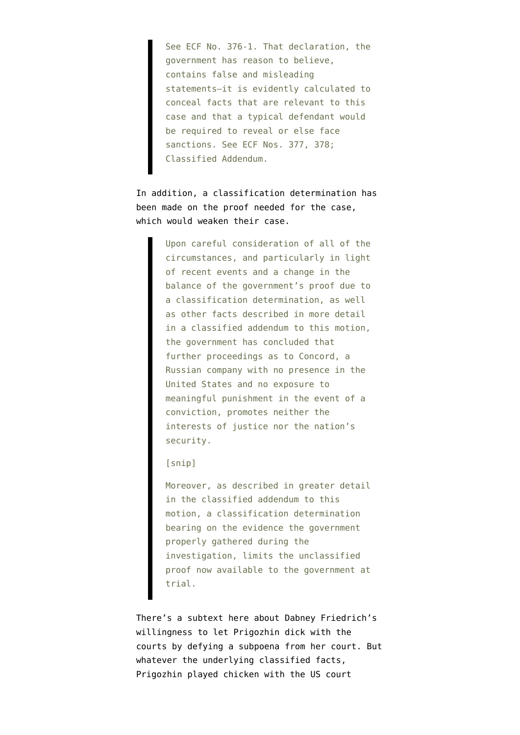> See ECF No. 376-1. That declaration, the government has reason to believe, contains false and misleading statements—it is evidently calculated to conceal facts that are relevant to this case and that a typical defendant would be required to reveal or else face sanctions. See ECF Nos. 377, 378; Classified Addendum.

In addition, a classification determination has been made on the proof needed for the case, which would weaken their case.

> Upon careful consideration of all of the circumstances, and particularly in light of recent events and a change in the balance of the government's proof due to a classification determination, as well as other facts described in more detail in a classified addendum to this motion, the government has concluded that further proceedings as to Concord, a Russian company with no presence in the United States and no exposure to meaningful punishment in the event of a conviction, promotes neither the interests of justice nor the nation's security.
>
> [snip]
>
> Moreover, as described in greater detail in the classified addendum to this motion, a classification determination bearing on the evidence the government properly gathered during the investigation, limits the unclassified proof now available to the government at trial.

There's a subtext here about Dabney Friedrich's willingness to let Prigozhin dick with the courts by defying a subpoena from her court. But whatever the underlying classified facts, Prigozhin played chicken with the US court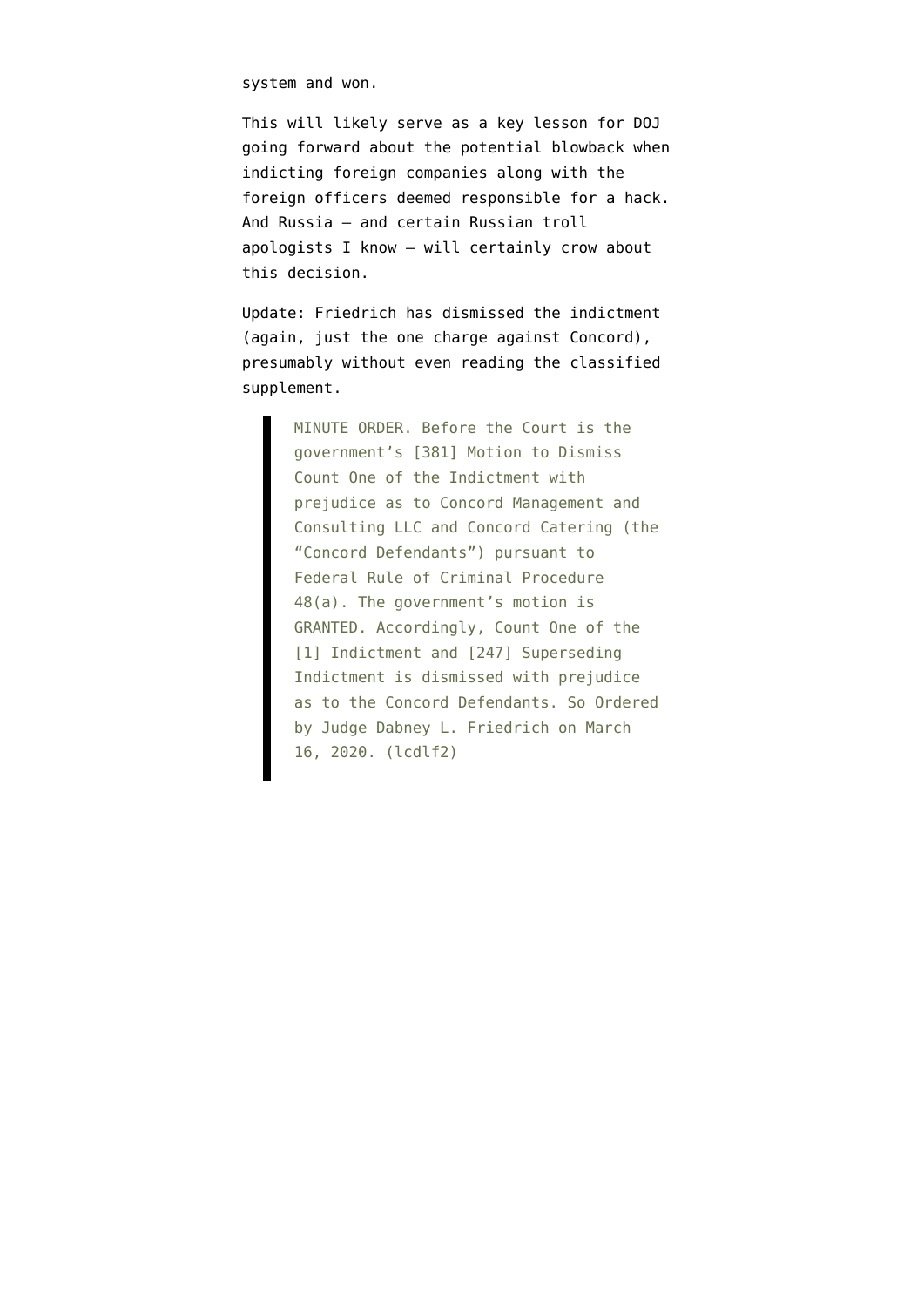system and won.

This will likely serve as a key lesson for DOJ going forward about the potential blowback when indicting foreign companies along with the foreign officers deemed responsible for a hack. And Russia — and certain Russian troll apologists I know — will certainly crow about this decision.

Update: Friedrich has dismissed the indictment (again, just the one charge against Concord), presumably without even reading the classified supplement.

> MINUTE ORDER. Before the Court is the government's [381] Motion to Dismiss Count One of the Indictment with prejudice as to Concord Management and Consulting LLC and Concord Catering (the "Concord Defendants") pursuant to Federal Rule of Criminal Procedure 48(a). The government's motion is GRANTED. Accordingly, Count One of the [1] Indictment and [247] Superseding Indictment is dismissed with prejudice as to the Concord Defendants. So Ordered by Judge Dabney L. Friedrich on March 16, 2020. (lcdlf2)